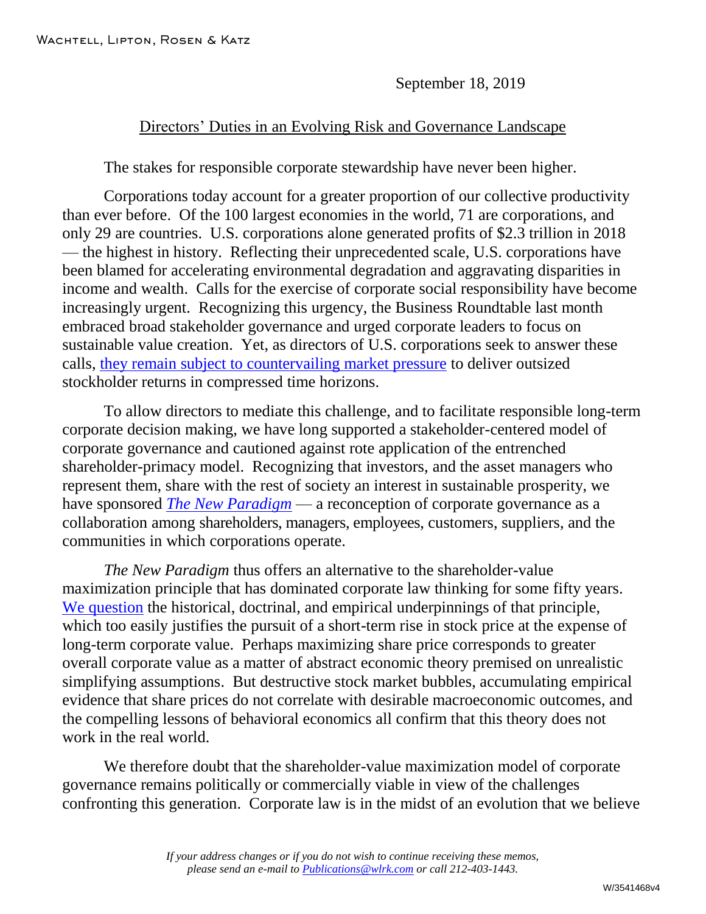Wachtell, Lipton, Rosen & Katz

September 18, 2019

# Directors' Duties in an Evolving Risk and Governance Landscape

The stakes for responsible corporate stewardship have never been higher.

Corporations today account for a greater proportion of our collective productivity than ever before. Of the 100 largest economies in the world, 71 are corporations, and only 29 are countries. U.S. corporations alone generated profits of $2.3 trillion in 2018 — the highest in history. Reflecting their unprecedented scale, U.S. corporations have been blamed for accelerating environmental degradation and aggravating disparities in income and wealth. Calls for the exercise of corporate social responsibility have become increasingly urgent. Recognizing this urgency, the Business Roundtable last month embraced broad stakeholder governance and urged corporate leaders to focus on sustainable value creation. Yet, as directors of U.S. corporations seek to answer these calls, they remain subject to countervailing market pressure to deliver outsized stockholder returns in compressed time horizons.

To allow directors to mediate this challenge, and to facilitate responsible long-term corporate decision making, we have long supported a stakeholder-centered model of corporate governance and cautioned against rote application of the entrenched shareholder-primacy model. Recognizing that investors, and the asset managers who represent them, share with the rest of society an interest in sustainable prosperity, we have sponsored *The New Paradigm* — a reconception of corporate governance as a collaboration among shareholders, managers, employees, customers, suppliers, and the communities in which corporations operate.

*The New Paradigm* thus offers an alternative to the shareholder-value maximization principle that has dominated corporate law thinking for some fifty years. We question the historical, doctrinal, and empirical underpinnings of that principle, which too easily justifies the pursuit of a short-term rise in stock price at the expense of long-term corporate value. Perhaps maximizing share price corresponds to greater overall corporate value as a matter of abstract economic theory premised on unrealistic simplifying assumptions. But destructive stock market bubbles, accumulating empirical evidence that share prices do not correlate with desirable macroeconomic outcomes, and the compelling lessons of behavioral economics all confirm that this theory does not work in the real world.

We therefore doubt that the shareholder-value maximization model of corporate governance remains politically or commercially viable in view of the challenges confronting this generation. Corporate law is in the midst of an evolution that we believe

*If your address changes or if you do not wish to continue receiving these memos, please send an e-mail to Publications@wlrk.com or call 212-403-1443.*

W/3541468v4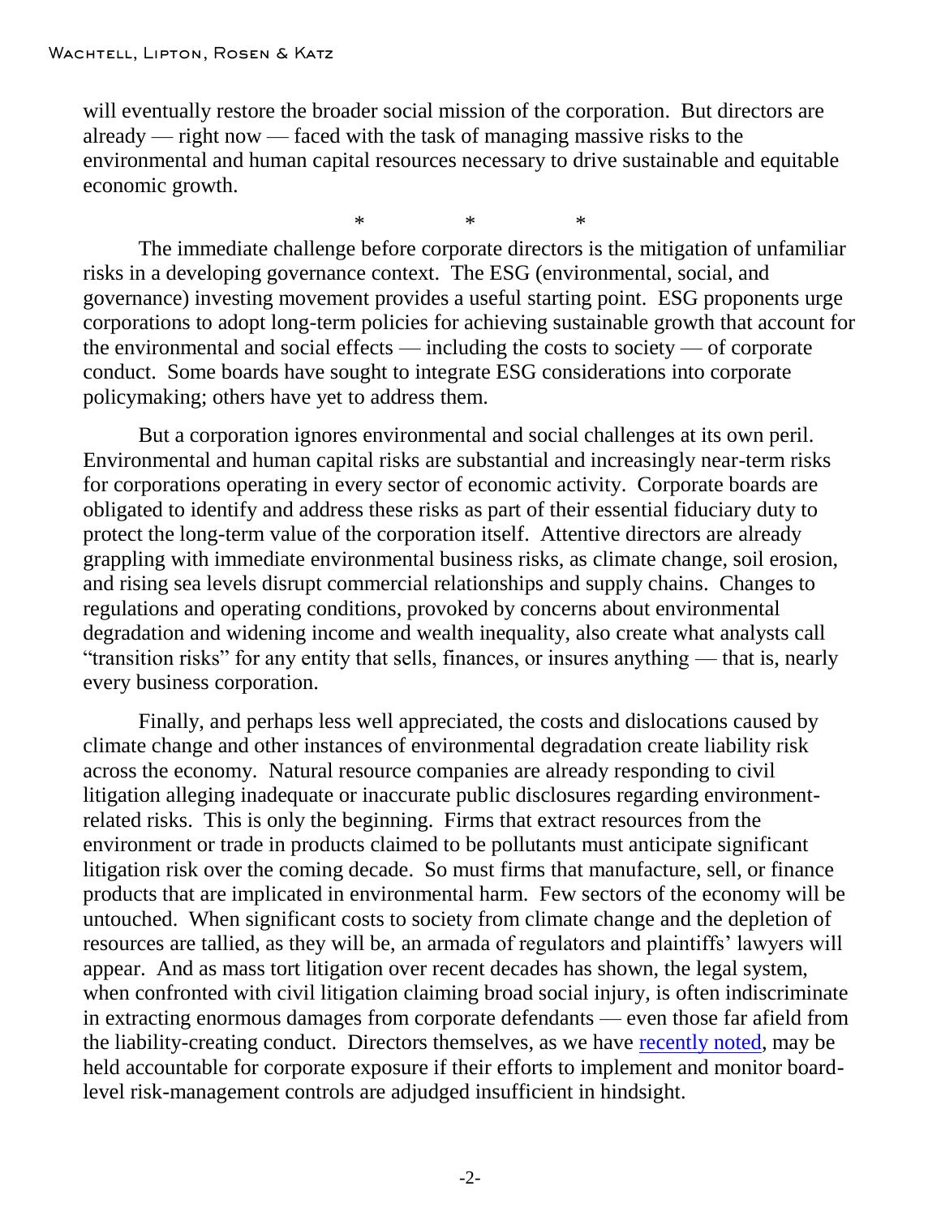will eventually restore the broader social mission of the corporation. But directors are already — right now — faced with the task of managing massive risks to the environmental and human capital resources necessary to drive sustainable and equitable economic growth.

\*  \*  \*

The immediate challenge before corporate directors is the mitigation of unfamiliar risks in a developing governance context. The ESG (environmental, social, and governance) investing movement provides a useful starting point. ESG proponents urge corporations to adopt long-term policies for achieving sustainable growth that account for the environmental and social effects — including the costs to society — of corporate conduct. Some boards have sought to integrate ESG considerations into corporate policymaking; others have yet to address them.

But a corporation ignores environmental and social challenges at its own peril. Environmental and human capital risks are substantial and increasingly near-term risks for corporations operating in every sector of economic activity. Corporate boards are obligated to identify and address these risks as part of their essential fiduciary duty to protect the long-term value of the corporation itself. Attentive directors are already grappling with immediate environmental business risks, as climate change, soil erosion, and rising sea levels disrupt commercial relationships and supply chains. Changes to regulations and operating conditions, provoked by concerns about environmental degradation and widening income and wealth inequality, also create what analysts call "transition risks" for any entity that sells, finances, or insures anything — that is, nearly every business corporation.

Finally, and perhaps less well appreciated, the costs and dislocations caused by climate change and other instances of environmental degradation create liability risk across the economy. Natural resource companies are already responding to civil litigation alleging inadequate or inaccurate public disclosures regarding environment-related risks. This is only the beginning. Firms that extract resources from the environment or trade in products claimed to be pollutants must anticipate significant litigation risk over the coming decade. So must firms that manufacture, sell, or finance products that are implicated in environmental harm. Few sectors of the economy will be untouched. When significant costs to society from climate change and the depletion of resources are tallied, as they will be, an armada of regulators and plaintiffs' lawyers will appear. And as mass tort litigation over recent decades has shown, the legal system, when confronted with civil litigation claiming broad social injury, is often indiscriminate in extracting enormous damages from corporate defendants — even those far afield from the liability-creating conduct. Directors themselves, as we have recently noted, may be held accountable for corporate exposure if their efforts to implement and monitor board-level risk-management controls are adjudged insufficient in hindsight.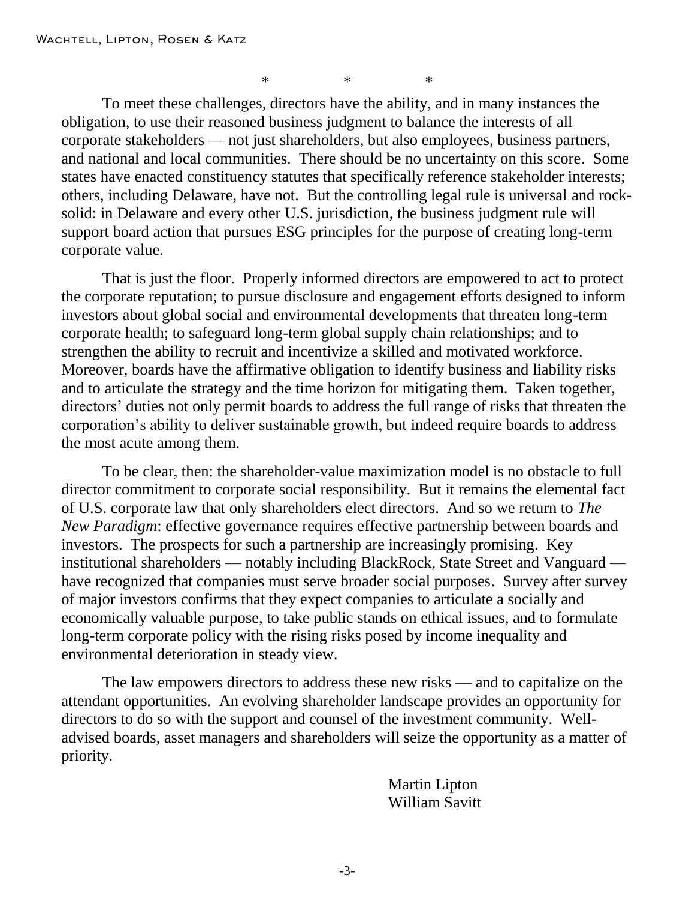\*          \*          \*

To meet these challenges, directors have the ability, and in many instances the obligation, to use their reasoned business judgment to balance the interests of all corporate stakeholders — not just shareholders, but also employees, business partners, and national and local communities. There should be no uncertainty on this score. Some states have enacted constituency statutes that specifically reference stakeholder interests; others, including Delaware, have not. But the controlling legal rule is universal and rock-solid: in Delaware and every other U.S. jurisdiction, the business judgment rule will support board action that pursues ESG principles for the purpose of creating long-term corporate value.

That is just the floor. Properly informed directors are empowered to act to protect the corporate reputation; to pursue disclosure and engagement efforts designed to inform investors about global social and environmental developments that threaten long-term corporate health; to safeguard long-term global supply chain relationships; and to strengthen the ability to recruit and incentivize a skilled and motivated workforce. Moreover, boards have the affirmative obligation to identify business and liability risks and to articulate the strategy and the time horizon for mitigating them. Taken together, directors' duties not only permit boards to address the full range of risks that threaten the corporation's ability to deliver sustainable growth, but indeed require boards to address the most acute among them.

To be clear, then: the shareholder-value maximization model is no obstacle to full director commitment to corporate social responsibility. But it remains the elemental fact of U.S. corporate law that only shareholders elect directors. And so we return to *The New Paradigm*: effective governance requires effective partnership between boards and investors. The prospects for such a partnership are increasingly promising. Key institutional shareholders — notably including BlackRock, State Street and Vanguard — have recognized that companies must serve broader social purposes. Survey after survey of major investors confirms that they expect companies to articulate a socially and economically valuable purpose, to take public stands on ethical issues, and to formulate long-term corporate policy with the rising risks posed by income inequality and environmental deterioration in steady view.

The law empowers directors to address these new risks — and to capitalize on the attendant opportunities. An evolving shareholder landscape provides an opportunity for directors to do so with the support and counsel of the investment community. Well-advised boards, asset managers and shareholders will seize the opportunity as a matter of priority.

Martin Lipton
William Savitt